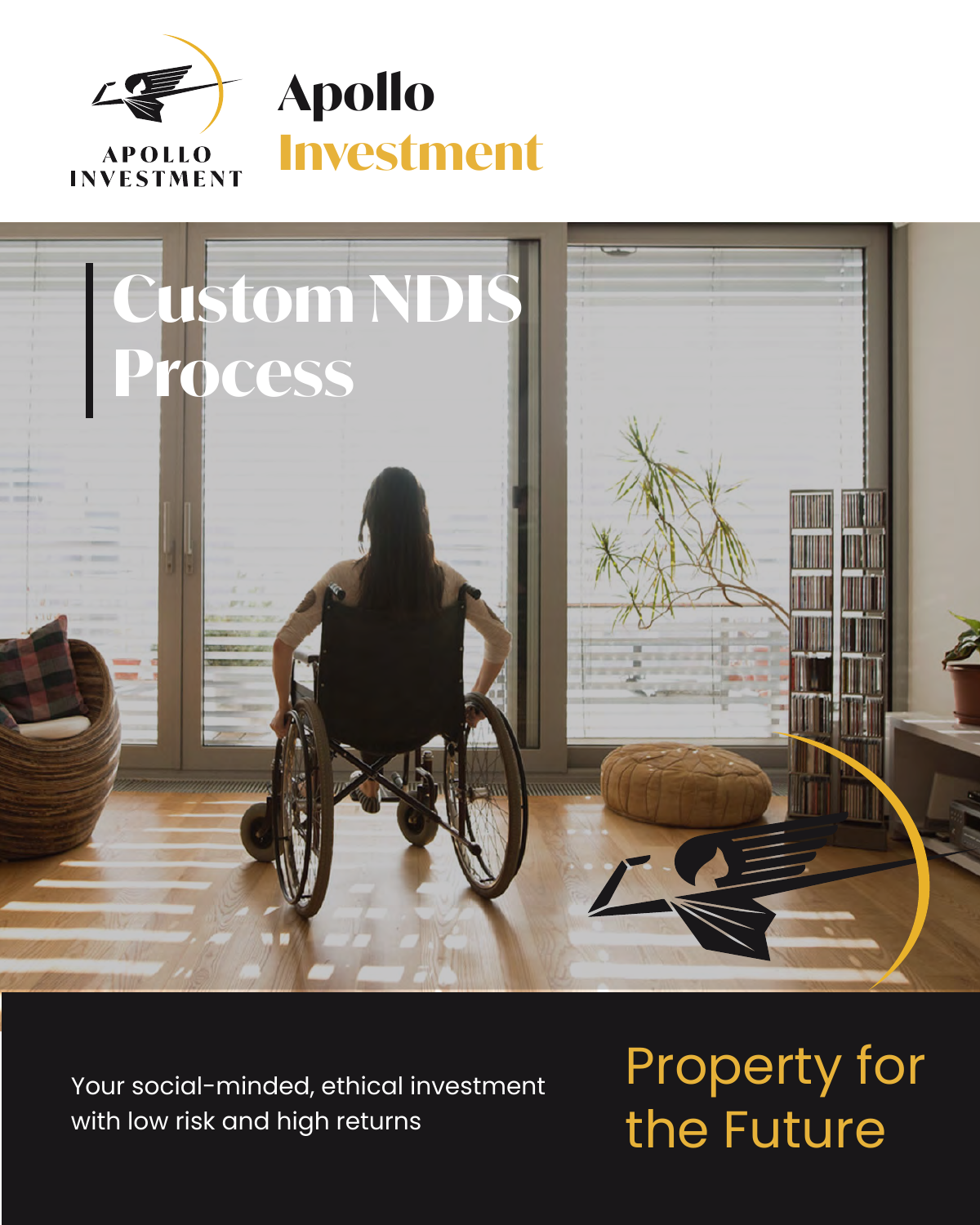APOLLO INVESTMENT

# Apollo Investment

# Custom NDIS Process

Your social-minded, ethical investment with low risk and high returns

Property for the Future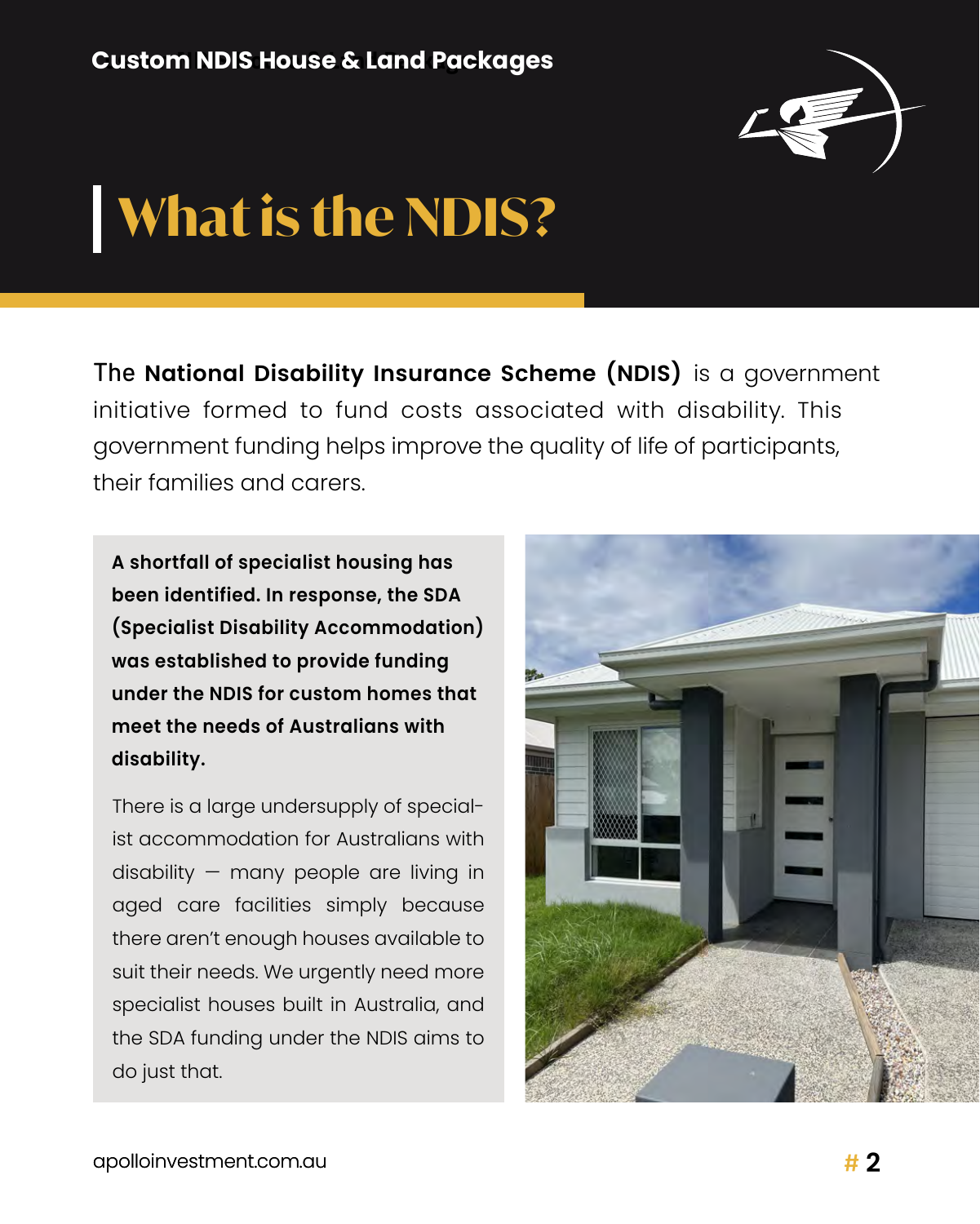Custom NDIS House & Land Packages

# What is the NDIS?

The **National Disability Insurance Scheme (NDIS)** is a government initiative formed to fund costs associated with disability. This government funding helps improve the quality of life of participants, their families and carers.

**A shortfall of specialist housing has been identified. In response, the SDA (Specialist Disability Accommodation) was established to provide funding under the NDIS for custom homes that meet the needs of Australians with disability.**

There is a large undersupply of specialist accommodation for Australians with disability — many people are living in aged care facilities simply because there aren't enough houses available to suit their needs. We urgently need more specialist houses built in Australia, and the SDA funding under the NDIS aims to do just that.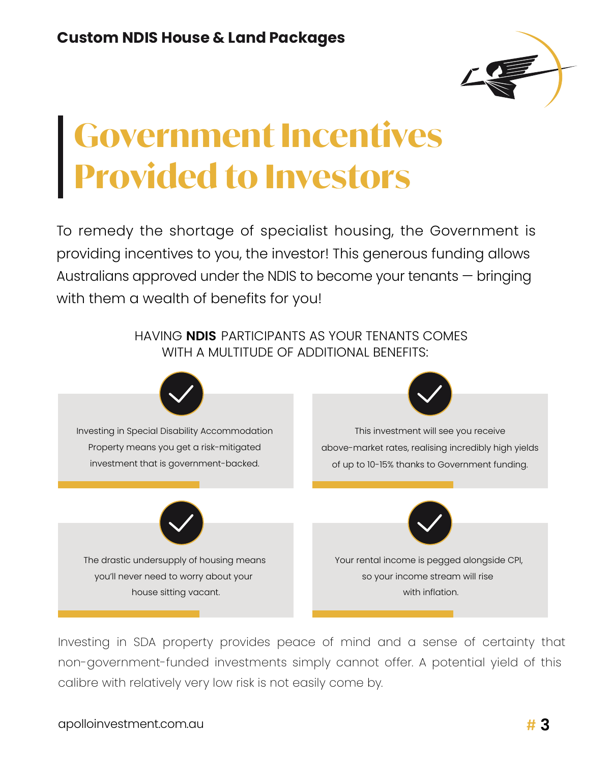# Government Incentives Provided to Investors

To remedy the shortage of specialist housing, the Government is providing incentives to you, the investor! This generous funding allows Australians approved under the NDIS to become your tenants — bringing with them a wealth of benefits for you!

HAVING **NDIS** PARTICIPANTS AS YOUR TENANTS COMES WITH A MULTITUDE OF ADDITIONAL BENEFITS:

- Investing in Special Disability Accommodation Property means you get a risk-mitigated investment that is government-backed.
- This investment will see you receive above-market rates, realising incredibly high yields of up to 10-15% thanks to Government funding.
- The drastic undersupply of housing means you'll never need to worry about your house sitting vacant.
- Your rental income is pegged alongside CPI, so your income stream will rise with inflation.

Investing in SDA property provides peace of mind and a sense of certainty that non-government-funded investments simply cannot offer. A potential yield of this calibre with relatively very low risk is not easily come by.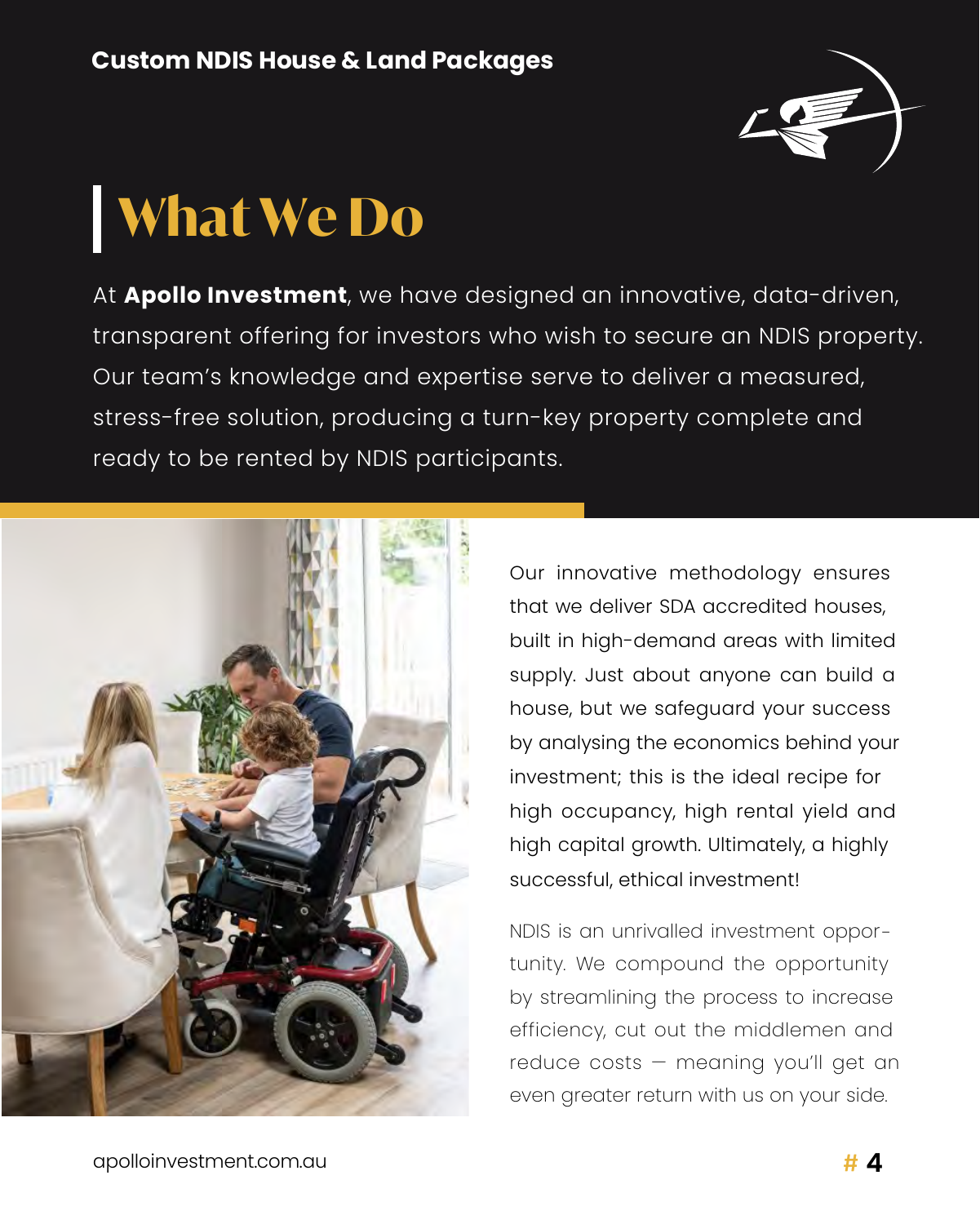**Custom NDIS House & Land Packages**

# What We Do

At **Apollo Investment**, we have designed an innovative, data-driven, transparent offering for investors who wish to secure an NDIS property. Our team's knowledge and expertise serve to deliver a measured, stress-free solution, producing a turn-key property complete and ready to be rented by NDIS participants.

Our innovative methodology ensures that we deliver SDA accredited houses, built in high-demand areas with limited supply. Just about anyone can build a house, but we safeguard your success by analysing the economics behind your investment; this is the ideal recipe for high occupancy, high rental yield and high capital growth. Ultimately, a highly successful, ethical investment!

NDIS is an unrivalled investment opportunity. We compound the opportunity by streamlining the process to increase efficiency, cut out the middlemen and reduce costs — meaning you'll get an even greater return with us on your side.

apolloinvestment.com.au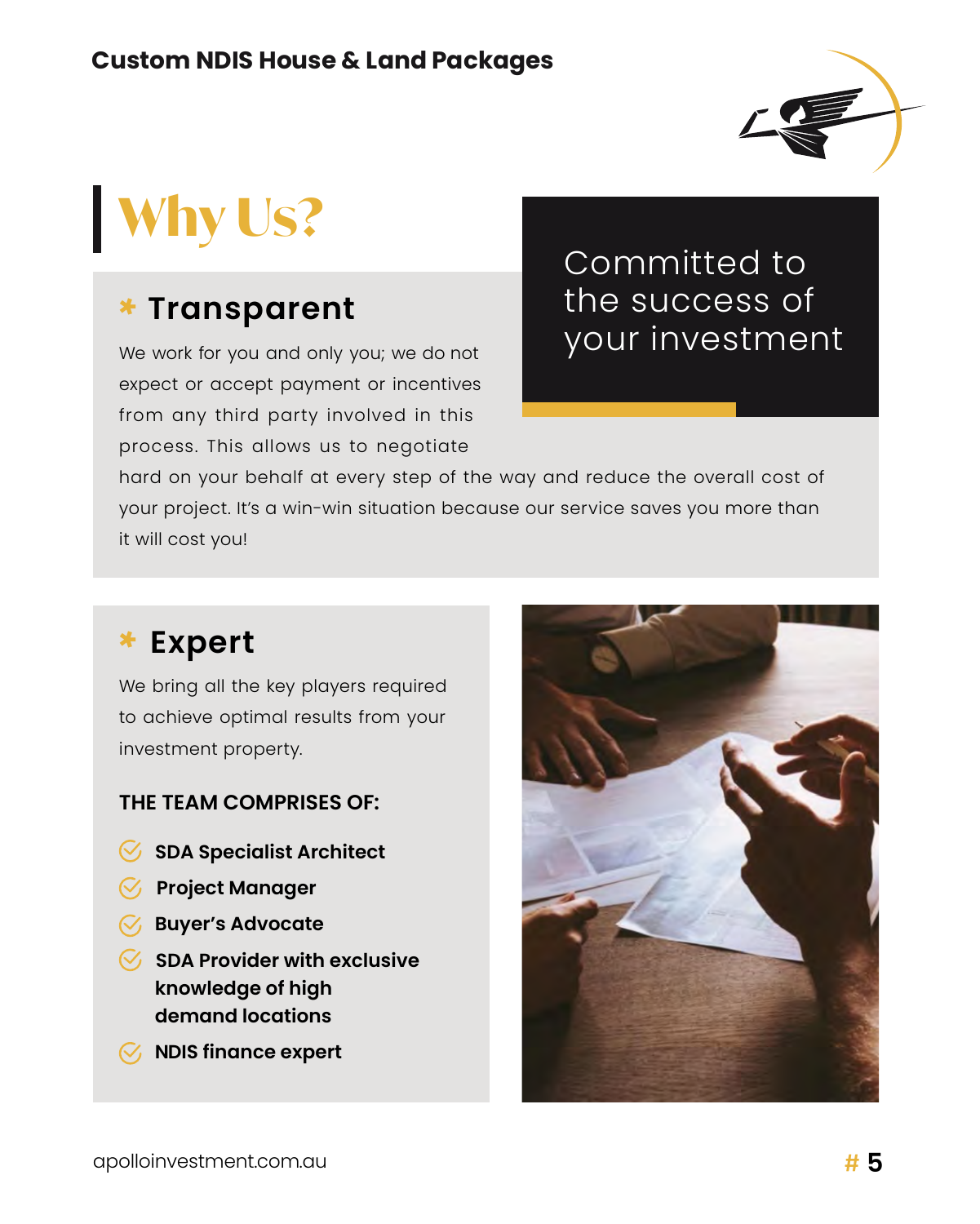## Why Us?

### * Transparent

We work for you and only you; we do not expect or accept payment or incentives from any third party involved in this process. This allows us to negotiate hard on your behalf at every step of the way and reduce the overall cost of your project. It's a win-win situation because our service saves you more than it will cost you!

Committed to the success of your investment

### * Expert

We bring all the key players required to achieve optimal results from your investment property.

**THE TEAM COMPRISES OF:**

- **SDA Specialist Architect**
- **Project Manager**
- **Buyer's Advocate**
- **SDA Provider with exclusive knowledge of high demand locations**
- **NDIS finance expert**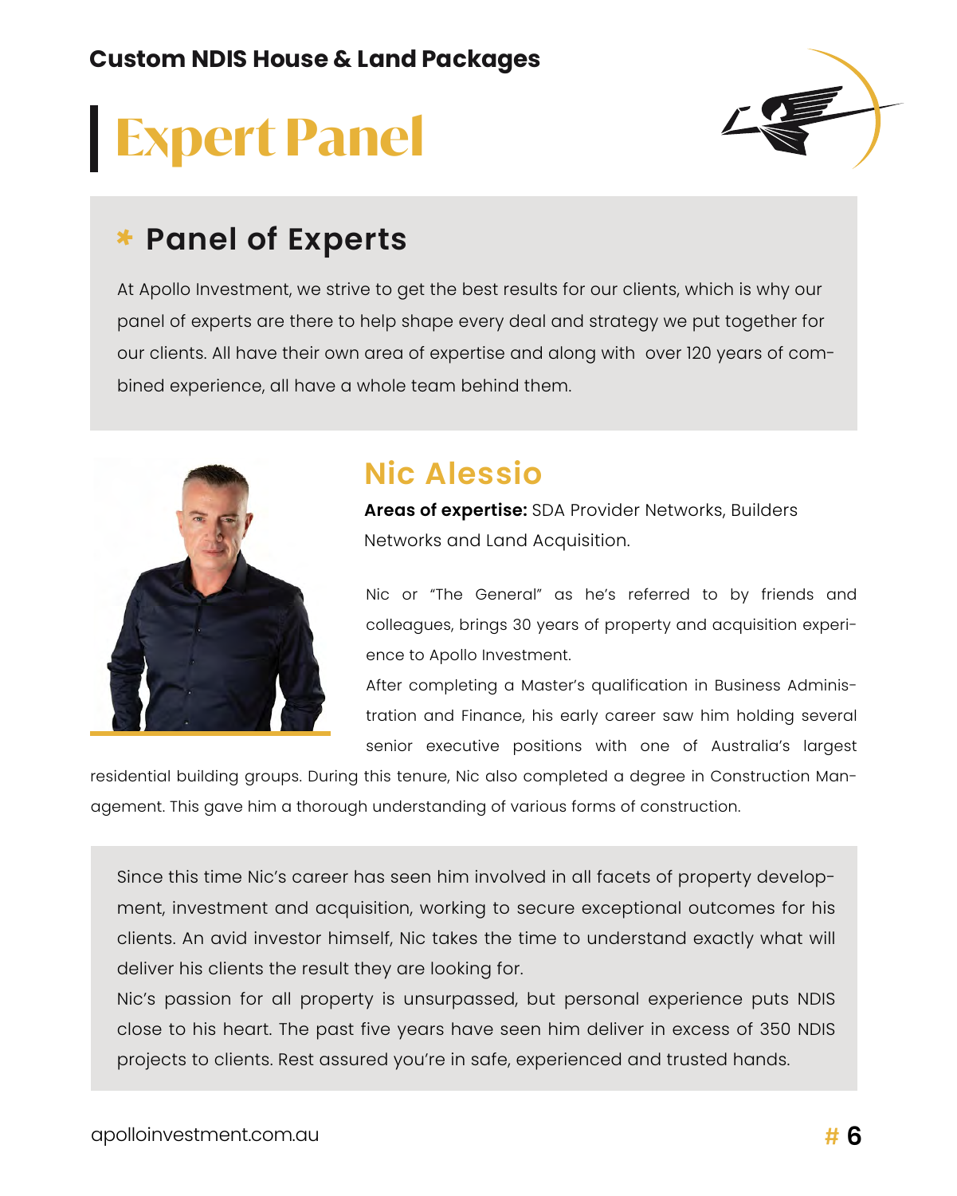Custom NDIS House & Land Packages

# Expert Panel

## Panel of Experts

At Apollo Investment, we strive to get the best results for our clients, which is why our panel of experts are there to help shape every deal and strategy we put together for our clients. All have their own area of expertise and along with over 120 years of combined experience, all have a whole team behind them.

## Nic Alessio

**Areas of expertise:** SDA Provider Networks, Builders Networks and Land Acquisition.

Nic or "The General" as he's referred to by friends and colleagues, brings 30 years of property and acquisition experience to Apollo Investment.

After completing a Master's qualification in Business Administration and Finance, his early career saw him holding several senior executive positions with one of Australia's largest residential building groups. During this tenure, Nic also completed a degree in Construction Management. This gave him a thorough understanding of various forms of construction.

Since this time Nic's career has seen him involved in all facets of property development, investment and acquisition, working to secure exceptional outcomes for his clients. An avid investor himself, Nic takes the time to understand exactly what will deliver his clients the result they are looking for.

Nic's passion for all property is unsurpassed, but personal experience puts NDIS close to his heart. The past five years have seen him deliver in excess of 350 NDIS projects to clients. Rest assured you're in safe, experienced and trusted hands.

apolloinvestment.com.au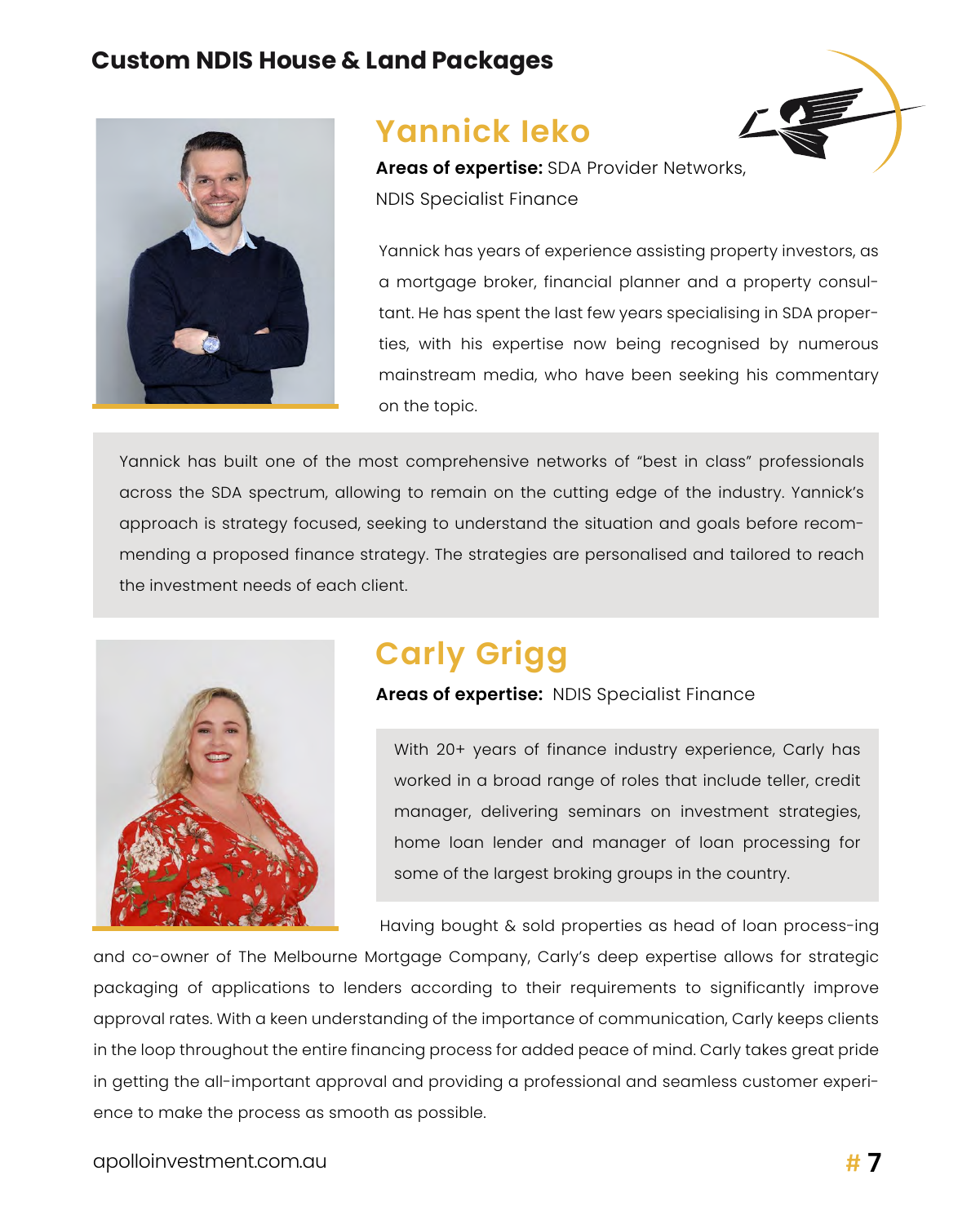# Custom NDIS House & Land Packages

## Yannick Ieko

**Areas of expertise:** SDA Provider Networks, NDIS Specialist Finance

Yannick has years of experience assisting property investors, as a mortgage broker, financial planner and a property consultant. He has spent the last few years specialising in SDA properties, with his expertise now being recognised by numerous mainstream media, who have been seeking his commentary on the topic.

Yannick has built one of the most comprehensive networks of "best in class" professionals across the SDA spectrum, allowing to remain on the cutting edge of the industry. Yannick's approach is strategy focused, seeking to understand the situation and goals before recommending a proposed finance strategy. The strategies are personalised and tailored to reach the investment needs of each client.

## Carly Grigg

**Areas of expertise:** NDIS Specialist Finance

With 20+ years of finance industry experience, Carly has worked in a broad range of roles that include teller, credit manager, delivering seminars on investment strategies, home loan lender and manager of loan processing for some of the largest broking groups in the country.

Having bought & sold properties as head of loan process-ing and co-owner of The Melbourne Mortgage Company, Carly's deep expertise allows for strategic packaging of applications to lenders according to their requirements to significantly improve approval rates. With a keen understanding of the importance of communication, Carly keeps clients in the loop throughout the entire financing process for added peace of mind. Carly takes great pride in getting the all-important approval and providing a professional and seamless customer experience to make the process as smooth as possible.

apolloinvestment.com.au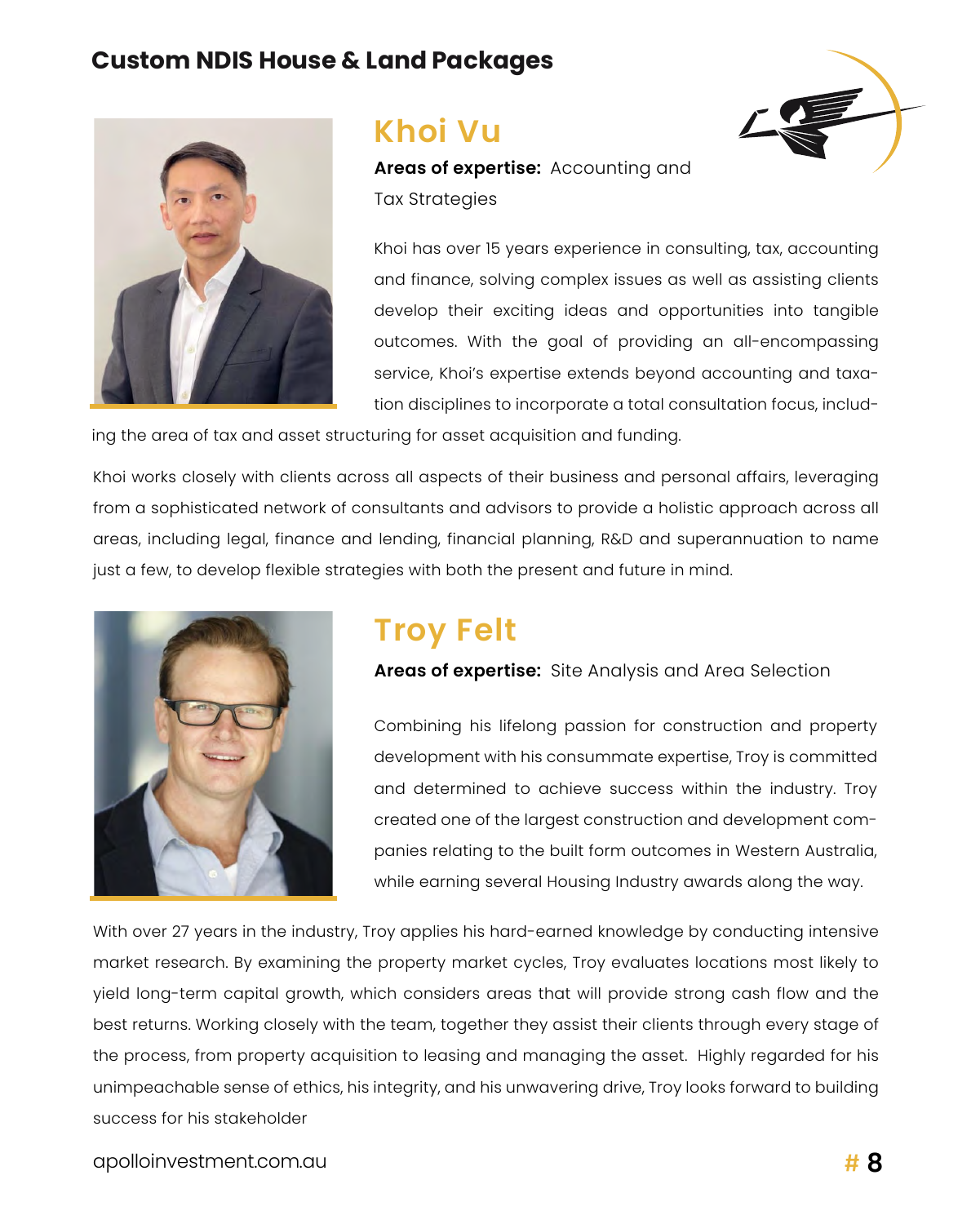## Custom NDIS House & Land Packages

### Khoi Vu

**Areas of expertise:** Accounting and Tax Strategies

Khoi has over 15 years experience in consulting, tax, accounting and finance, solving complex issues as well as assisting clients develop their exciting ideas and opportunities into tangible outcomes. With the goal of providing an all-encompassing service, Khoi's expertise extends beyond accounting and taxation disciplines to incorporate a total consultation focus, including the area of tax and asset structuring for asset acquisition and funding.

Khoi works closely with clients across all aspects of their business and personal affairs, leveraging from a sophisticated network of consultants and advisors to provide a holistic approach across all areas, including legal, finance and lending, financial planning, R&D and superannuation to name just a few, to develop flexible strategies with both the present and future in mind.

### Troy Felt

**Areas of expertise:** Site Analysis and Area Selection

Combining his lifelong passion for construction and property development with his consummate expertise, Troy is committed and determined to achieve success within the industry. Troy created one of the largest construction and development companies relating to the built form outcomes in Western Australia, while earning several Housing Industry awards along the way.

With over 27 years in the industry, Troy applies his hard-earned knowledge by conducting intensive market research. By examining the property market cycles, Troy evaluates locations most likely to yield long-term capital growth, which considers areas that will provide strong cash flow and the best returns. Working closely with the team, together they assist their clients through every stage of the process, from property acquisition to leasing and managing the asset. Highly regarded for his unimpeachable sense of ethics, his integrity, and his unwavering drive, Troy looks forward to building success for his stakeholder

apolloinvestment.com.au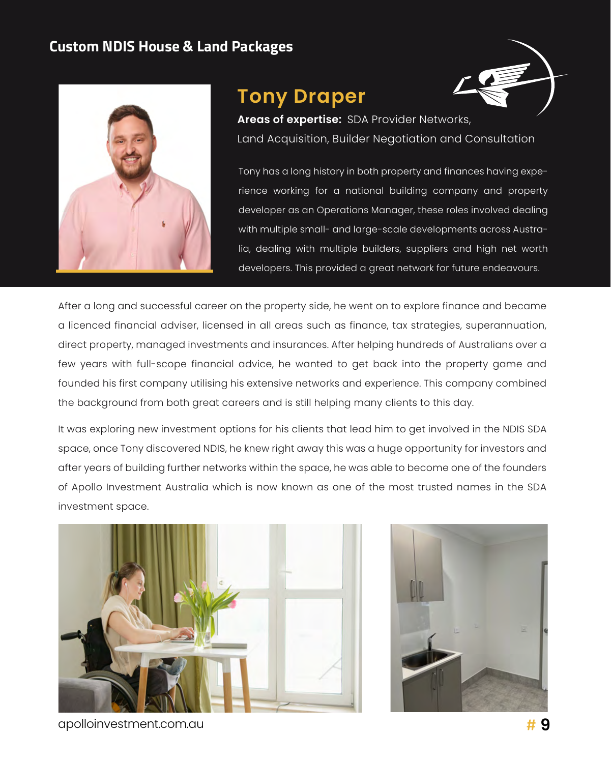## Custom NDIS House & Land Packages

# Tony Draper

**Areas of expertise:** SDA Provider Networks, Land Acquisition, Builder Negotiation and Consultation

Tony has a long history in both property and finances having experience working for a national building company and property developer as an Operations Manager, these roles involved dealing with multiple small- and large-scale developments across Australia, dealing with multiple builders, suppliers and high net worth developers. This provided a great network for future endeavours.

After a long and successful career on the property side, he went on to explore finance and became a licenced financial adviser, licensed in all areas such as finance, tax strategies, superannuation, direct property, managed investments and insurances. After helping hundreds of Australians over a few years with full-scope financial advice, he wanted to get back into the property game and founded his first company utilising his extensive networks and experience. This company combined the background from both great careers and is still helping many clients to this day.

It was exploring new investment options for his clients that lead him to get involved in the NDIS SDA space, once Tony discovered NDIS, he knew right away this was a huge opportunity for investors and after years of building further networks within the space, he was able to become one of the founders of Apollo Investment Australia which is now known as one of the most trusted names in the SDA investment space.

apolloinvestment.com.au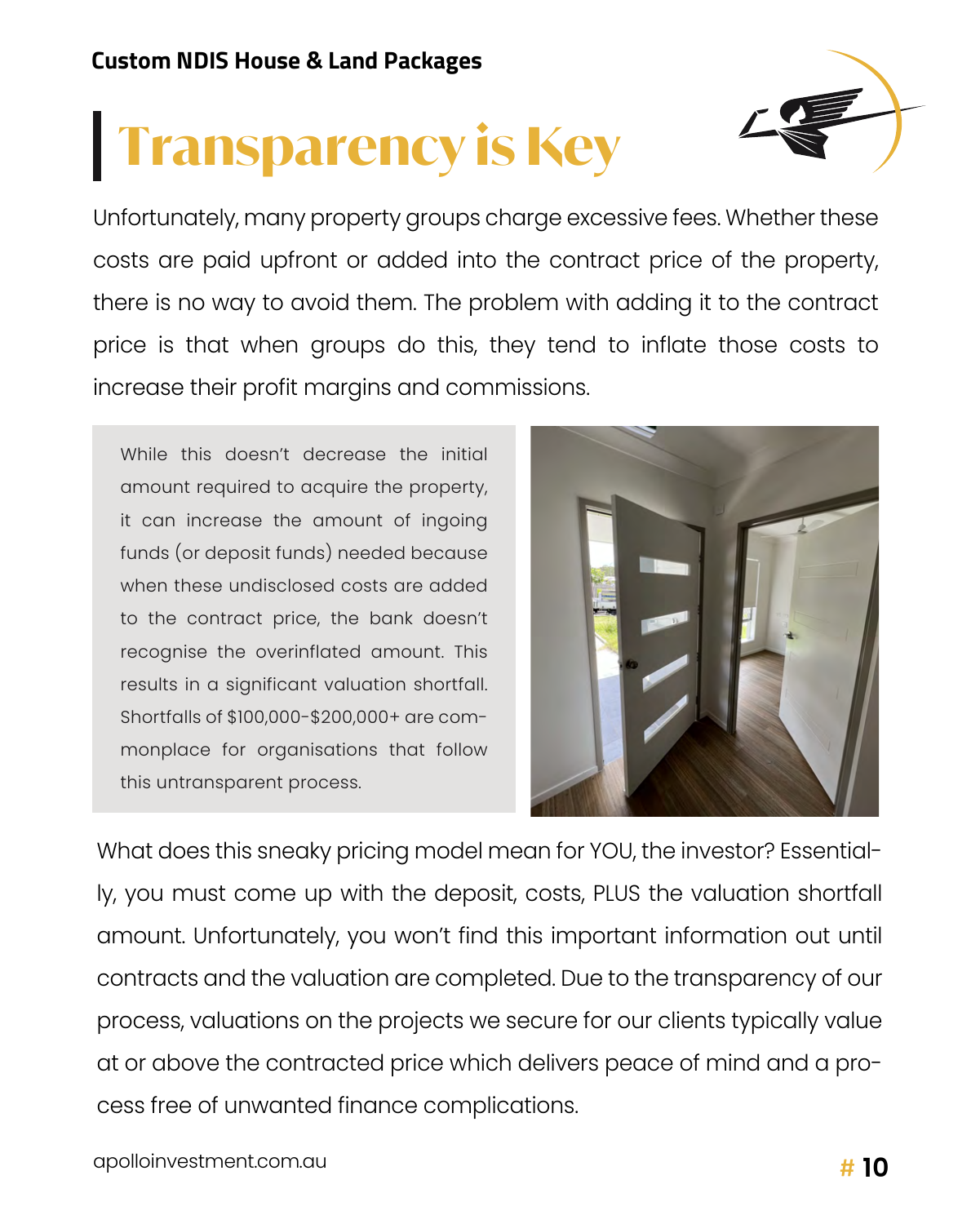**Custom NDIS House & Land Packages**

# Transparency is Key

Unfortunately, many property groups charge excessive fees. Whether these costs are paid upfront or added into the contract price of the property, there is no way to avoid them. The problem with adding it to the contract price is that when groups do this, they tend to inflate those costs to increase their profit margins and commissions.

While this doesn't decrease the initial amount required to acquire the property, it can increase the amount of ingoing funds (or deposit funds) needed because when these undisclosed costs are added to the contract price, the bank doesn't recognise the overinflated amount. This results in a significant valuation shortfall. Shortfalls of $100,000-$200,000+ are commonplace for organisations that follow this untransparent process.

What does this sneaky pricing model mean for YOU, the investor? Essentially, you must come up with the deposit, costs, PLUS the valuation shortfall amount. Unfortunately, you won't find this important information out until contracts and the valuation are completed. Due to the transparency of our process, valuations on the projects we secure for our clients typically value at or above the contracted price which delivers peace of mind and a process free of unwanted finance complications.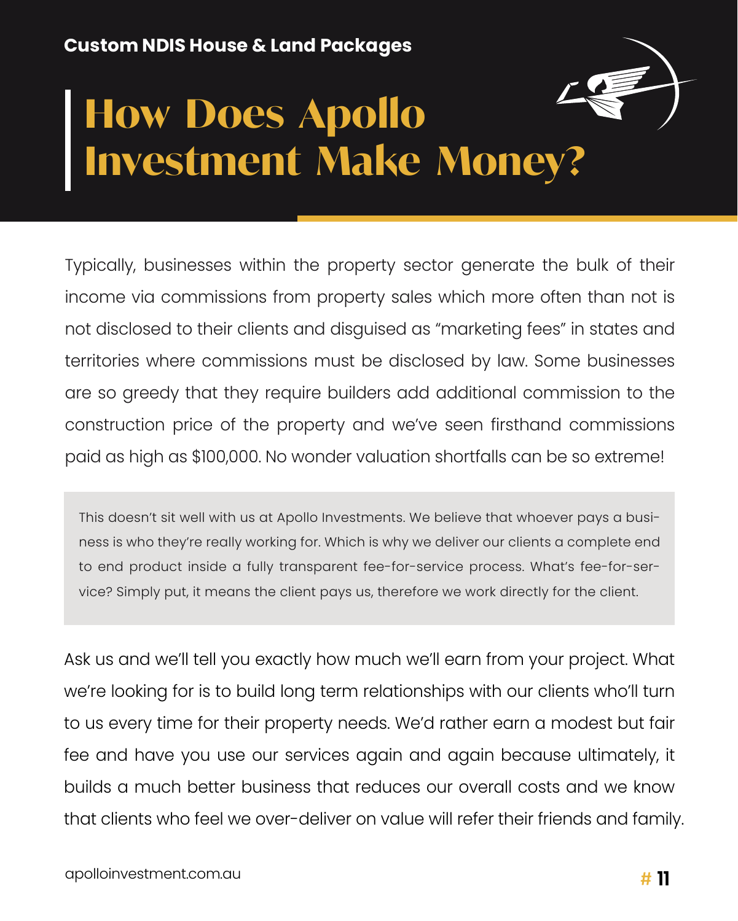Custom NDIS House & Land Packages

# How Does Apollo Investment Make Money?

Typically, businesses within the property sector generate the bulk of their income via commissions from property sales which more often than not is not disclosed to their clients and disguised as "marketing fees" in states and territories where commissions must be disclosed by law. Some businesses are so greedy that they require builders add additional commission to the construction price of the property and we've seen firsthand commissions paid as high as $100,000. No wonder valuation shortfalls can be so extreme!

> This doesn't sit well with us at Apollo Investments. We believe that whoever pays a business is who they're really working for. Which is why we deliver our clients a complete end to end product inside a fully transparent fee-for-service process. What's fee-for-service? Simply put, it means the client pays us, therefore we work directly for the client.

Ask us and we'll tell you exactly how much we'll earn from your project. What we're looking for is to build long term relationships with our clients who'll turn to us every time for their property needs. We'd rather earn a modest but fair fee and have you use our services again and again because ultimately, it builds a much better business that reduces our overall costs and we know that clients who feel we over-deliver on value will refer their friends and family.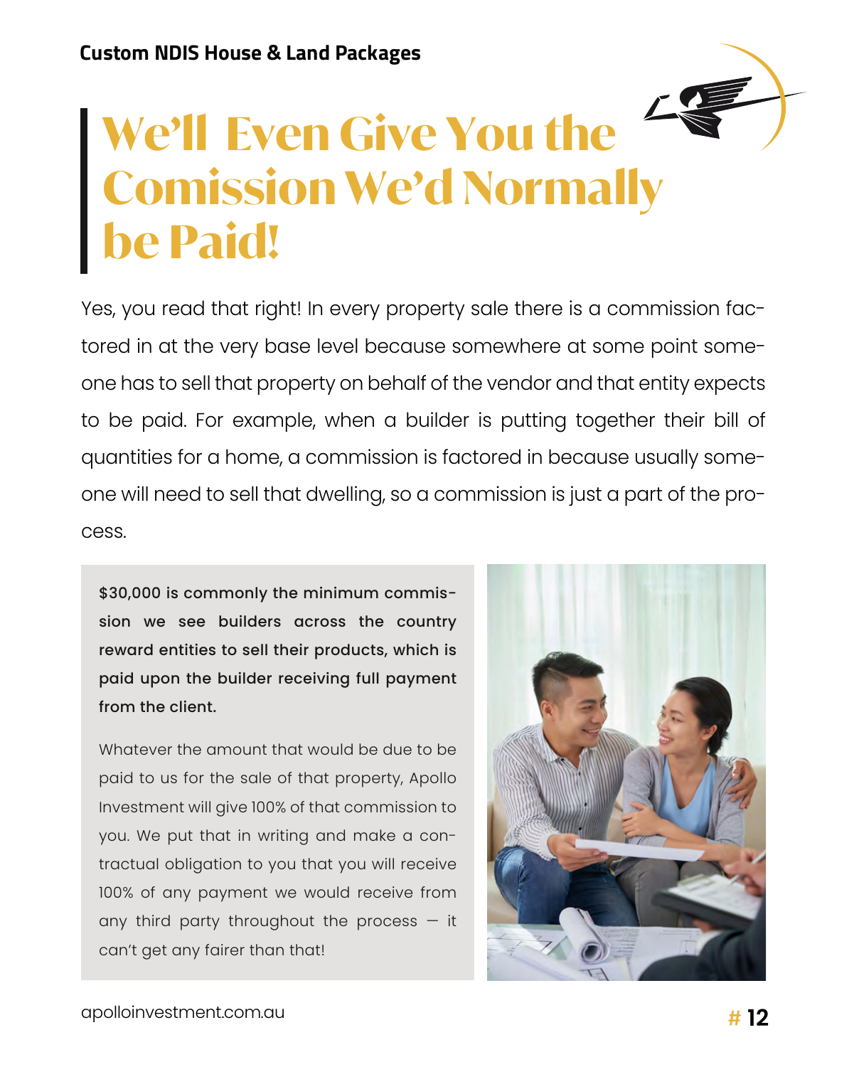Custom NDIS House & Land Packages

# We'll Even Give You the Comission We'd Normally be Paid!

Yes, you read that right! In every property sale there is a commission factored in at the very base level because somewhere at some point someone has to sell that property on behalf of the vendor and that entity expects to be paid. For example, when a builder is putting together their bill of quantities for a home, a commission is factored in because usually someone will need to sell that dwelling, so a commission is just a part of the process.

**$30,000 is commonly the minimum commission we see builders across the country reward entities to sell their products, which is paid upon the builder receiving full payment from the client.**

Whatever the amount that would be due to be paid to us for the sale of that property, Apollo Investment will give 100% of that commission to you. We put that in writing and make a contractual obligation to you that you will receive 100% of any payment we would receive from any third party throughout the process — it can't get any fairer than that!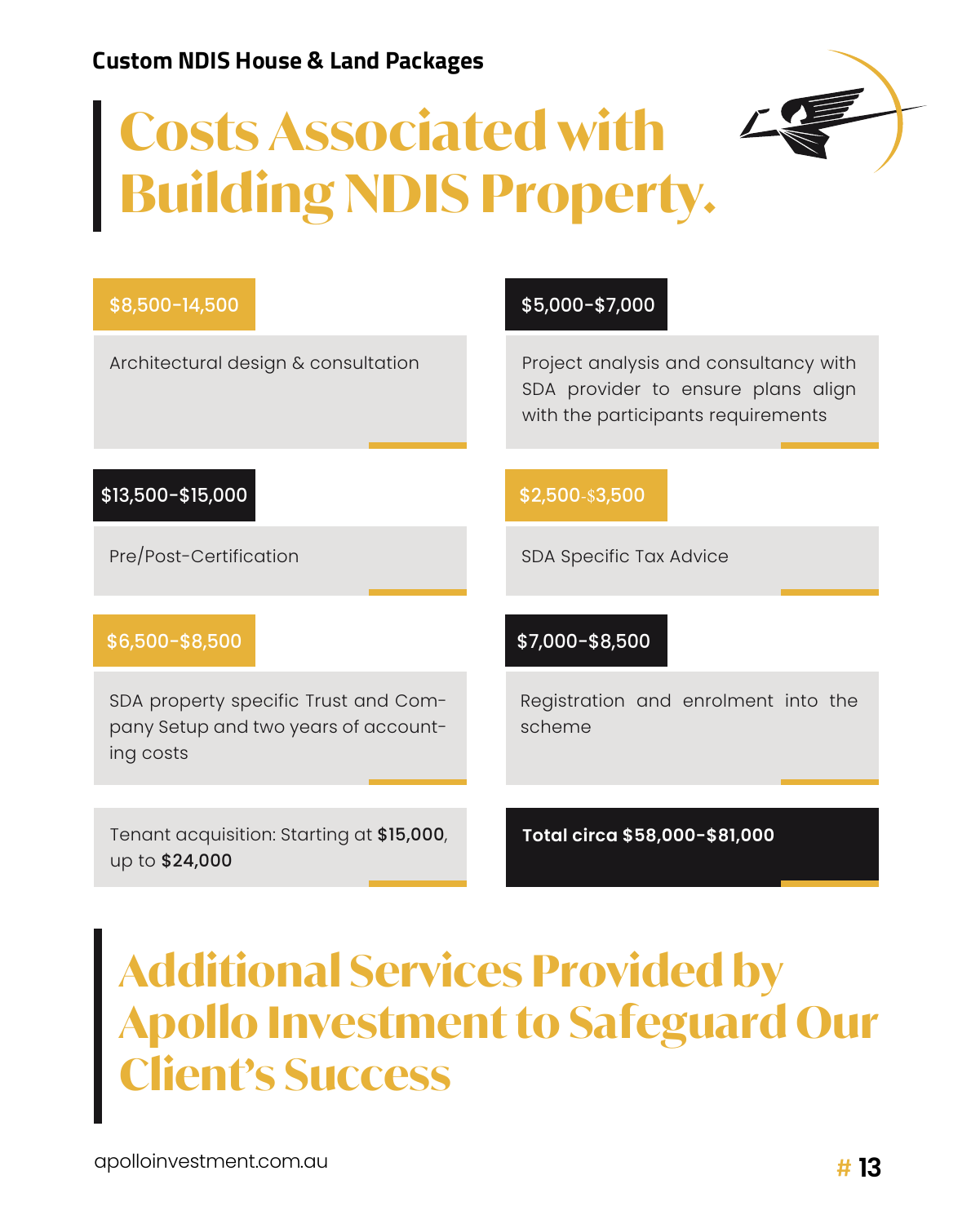Custom NDIS House & Land Packages

# Costs Associated with Building NDIS Property.

**$8,500-14,500**

Architectural design & consultation

**$5,000-$7,000**

Project analysis and consultancy with SDA provider to ensure plans align with the participants requirements

**$13,500-$15,000**

Pre/Post-Certification

**$2,500-$3,500**

SDA Specific Tax Advice

**$6,500-$8,500**

SDA property specific Trust and Company Setup and two years of accounting costs

**$7,000-$8,500**

Registration and enrolment into the scheme

Tenant acquisition: Starting at **$15,000**, up to **$24,000**

**Total circa $58,000-$81,000**

# Additional Services Provided by Apollo Investment to Safeguard Our Client's Success

apolloinvestment.com.au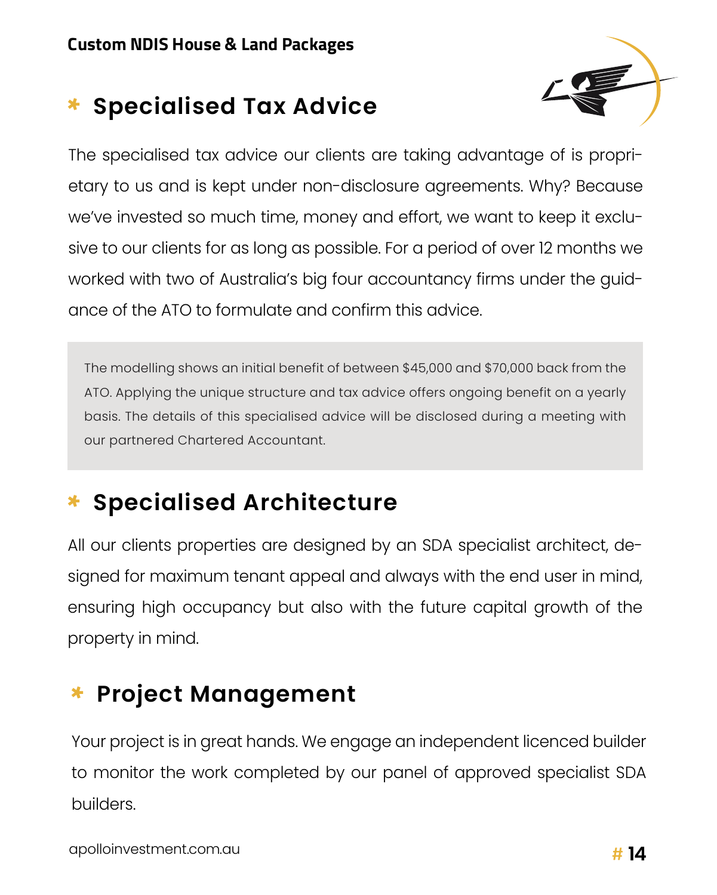## Specialised Tax Advice

The specialised tax advice our clients are taking advantage of is proprietary to us and is kept under non-disclosure agreements. Why? Because we've invested so much time, money and effort, we want to keep it exclusive to our clients for as long as possible. For a period of over 12 months we worked with two of Australia's big four accountancy firms under the guidance of the ATO to formulate and confirm this advice.

> The modelling shows an initial benefit of between $45,000 and $70,000 back from the ATO. Applying the unique structure and tax advice offers ongoing benefit on a yearly basis. The details of this specialised advice will be disclosed during a meeting with our partnered Chartered Accountant.

## Specialised Architecture

All our clients properties are designed by an SDA specialist architect, designed for maximum tenant appeal and always with the end user in mind, ensuring high occupancy but also with the future capital growth of the property in mind.

## Project Management

Your project is in great hands. We engage an independent licenced builder to monitor the work completed by our panel of approved specialist SDA builders.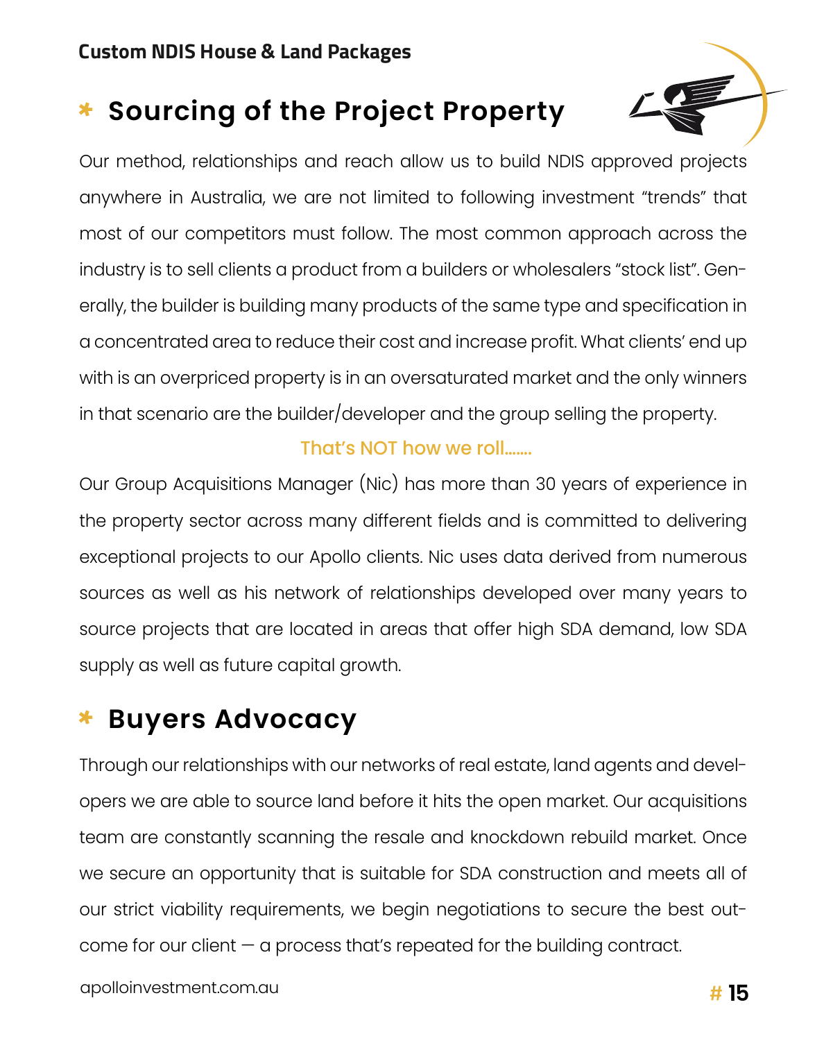## Sourcing of the Project Property

Our method, relationships and reach allow us to build NDIS approved projects anywhere in Australia, we are not limited to following investment "trends" that most of our competitors must follow. The most common approach across the industry is to sell clients a product from a builders or wholesalers "stock list". Generally, the builder is building many products of the same type and specification in a concentrated area to reduce their cost and increase profit. What clients' end up with is an overpriced property is in an oversaturated market and the only winners in that scenario are the builder/developer and the group selling the property.

That's NOT how we roll.......

Our Group Acquisitions Manager (Nic) has more than 30 years of experience in the property sector across many different fields and is committed to delivering exceptional projects to our Apollo clients. Nic uses data derived from numerous sources as well as his network of relationships developed over many years to source projects that are located in areas that offer high SDA demand, low SDA supply as well as future capital growth.

## Buyers Advocacy

Through our relationships with our networks of real estate, land agents and developers we are able to source land before it hits the open market. Our acquisitions team are constantly scanning the resale and knockdown rebuild market. Once we secure an opportunity that is suitable for SDA construction and meets all of our strict viability requirements, we begin negotiations to secure the best outcome for our client — a process that's repeated for the building contract.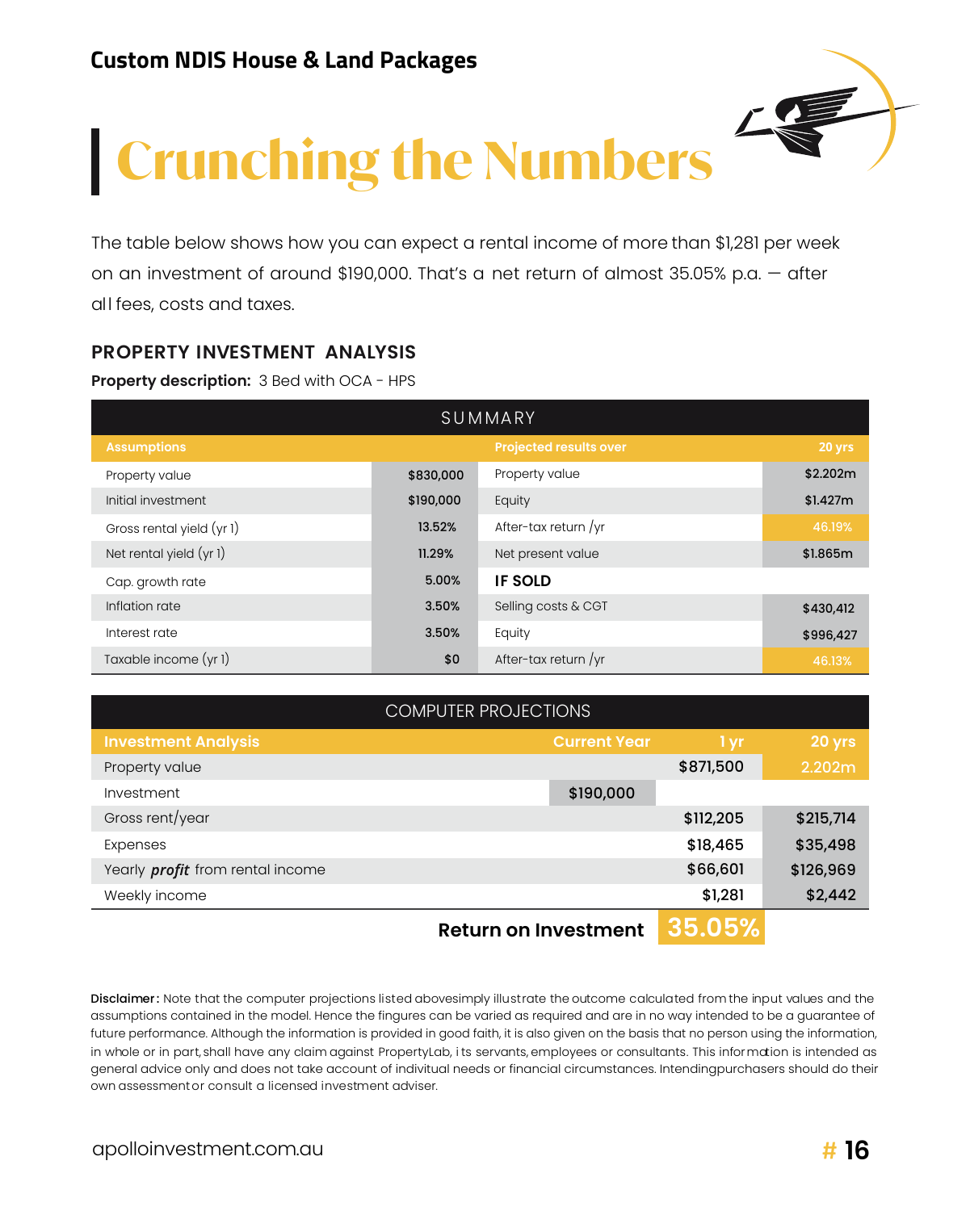## Custom NDIS House & Land Packages

# Crunching the Numbers

The table below shows how you can expect a rental income of more than $1,281 per week on an investment of around $190,000. That's a net return of almost 35.05% p.a. — after all fees, costs and taxes.

### PROPERTY INVESTMENT ANALYSIS

**Property description:** 3 Bed with OCA - HPS

| SUMMARY | | | |
|---|---|---|---|
| **Assumptions** | | **Projected results over** | **20 yrs** |
| Property value | $830,000 | Property value | $2.202m |
| Initial investment | $190,000 | Equity | $1.427m |
| Gross rental yield (yr 1) | 13.52% | After-tax return /yr | 46.19% |
| Net rental yield (yr 1) | 11.29% | Net present value | $1.865m |
| Cap. growth rate | 5.00% | **IF SOLD** | |
| Inflation rate | 3.50% | Selling costs & CGT | $430,412 |
| Interest rate | 3.50% | Equity | $996,427 |
| Taxable income (yr 1) | $0 | After-tax return /yr | 46.13% |

| COMPUTER PROJECTIONS | | | |
|---|---|---|---|
| **Investment Analysis** | **Current Year** | **1 yr** | **20 yrs** |
| Property value | | $871,500 | 2.202m |
| Investment | $190,000 | | |
| Gross rent/year | | $112,205 | $215,714 |
| Expenses | | $18,465 | $35,498 |
| Yearly ***profit*** from rental income | | $66,601 | $126,969 |
| Weekly income | | $1,281 | $2,442 |
| | **Return on Investment** | **35.05%** | |

**Disclaimer:** Note that the computer projections listed abovesimply illustrate the outcome calculated from the input values and the assumptions contained in the model. Hence the fingures can be varied as required and are in no way intended to be a guarantee of future performance. Although the information is provided in good faith, it is also given on the basis that no person using the information, in whole or in part, shall have any claim against PropertyLab, its servants, employees or consultants. This information is intended as general advice only and does not take account of indivitual needs or financial circumstances. Intendingpurchasers should do their own assessment or consult a licensed investment adviser.

apolloinvestment.com.au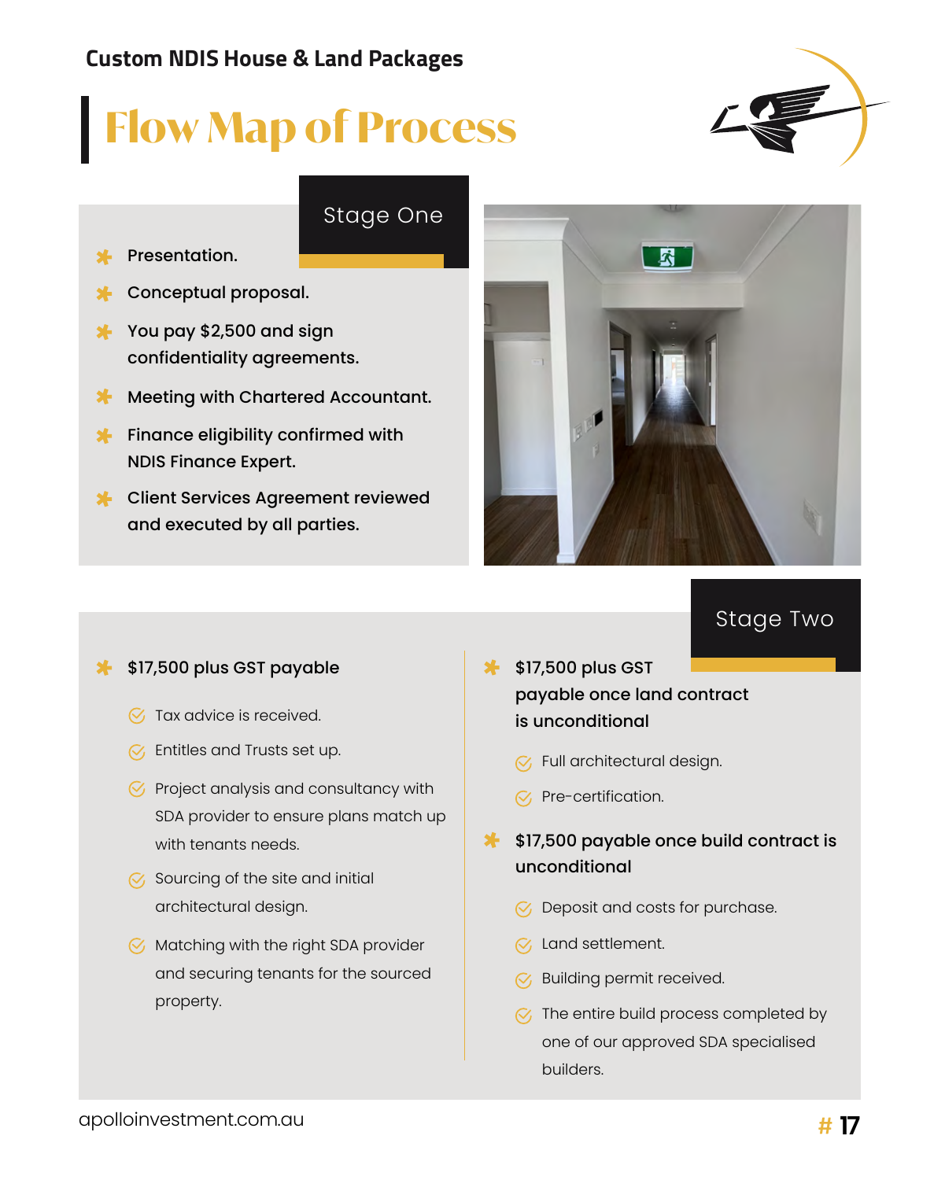Custom NDIS House & Land Packages

# Flow Map of Process

## Stage One

- Presentation.
- Conceptual proposal.
- You pay $2,500 and sign confidentiality agreements.
- Meeting with Chartered Accountant.
- Finance eligibility confirmed with NDIS Finance Expert.
- Client Services Agreement reviewed and executed by all parties.

## Stage Two

- **$17,500 plus GST payable**
  - Tax advice is received.
  - Entitles and Trusts set up.
  - Project analysis and consultancy with SDA provider to ensure plans match up with tenants needs.
  - Sourcing of the site and initial architectural design.
  - Matching with the right SDA provider and securing tenants for the sourced property.
- **$17,500 plus GST payable once land contract is unconditional**
  - Full architectural design.
  - Pre-certification.
- **$17,500 payable once build contract is unconditional**
  - Deposit and costs for purchase.
  - Land settlement.
  - Building permit received.
  - The entire build process completed by one of our approved SDA specialised builders.

apolloinvestment.com.au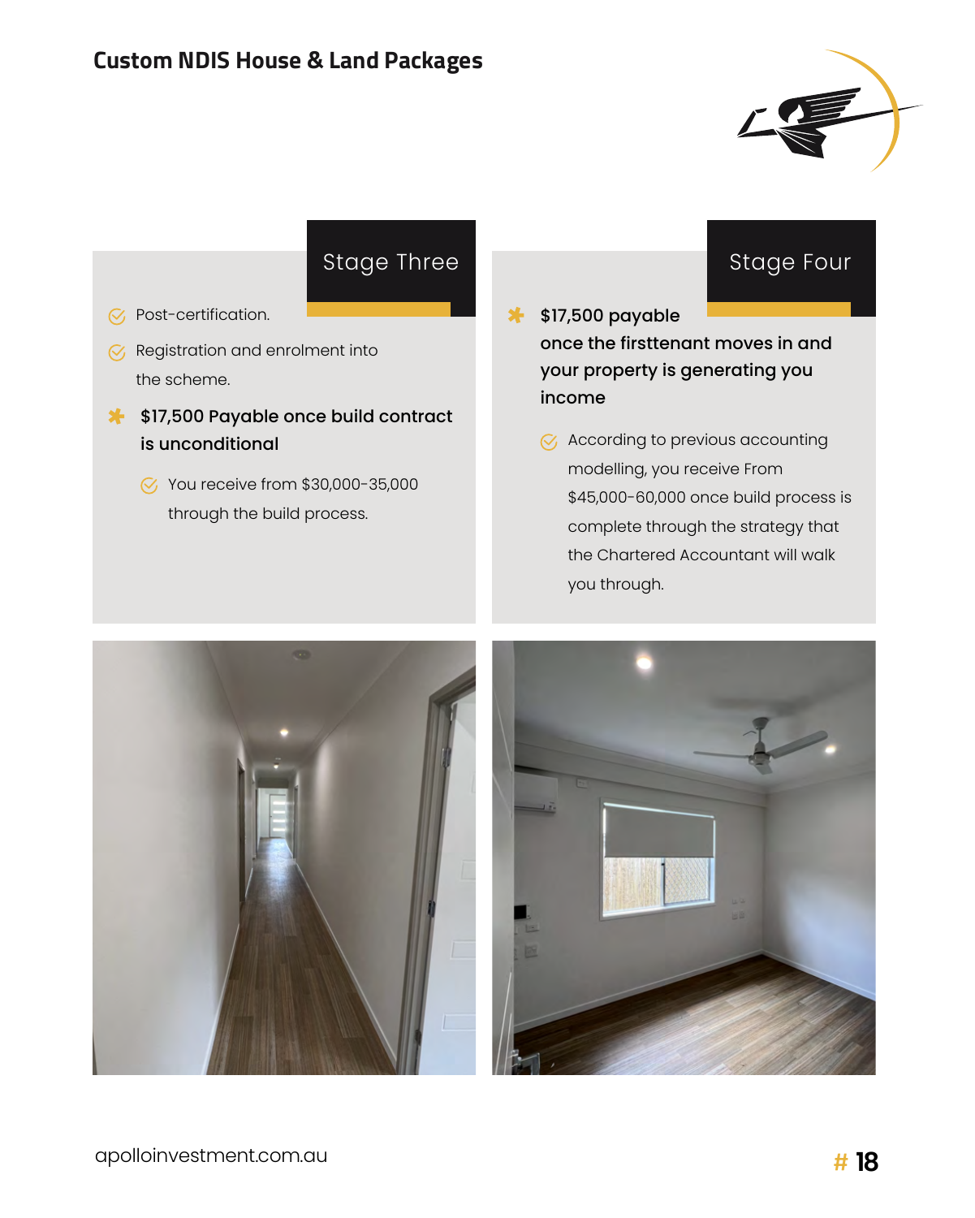## Custom NDIS House & Land Packages

### Stage Three

- Post-certification.
- Registration and enrolment into the scheme.

**$17,500 Payable once build contract is unconditional**

- You receive from $30,000-35,000 through the build process.

### Stage Four

**$17,500 payable once the firsttenant moves in and your property is generating you income**

- According to previous accounting modelling, you receive From $45,000-60,000 once build process is complete through the strategy that the Chartered Accountant will walk you through.

apolloinvestment.com.au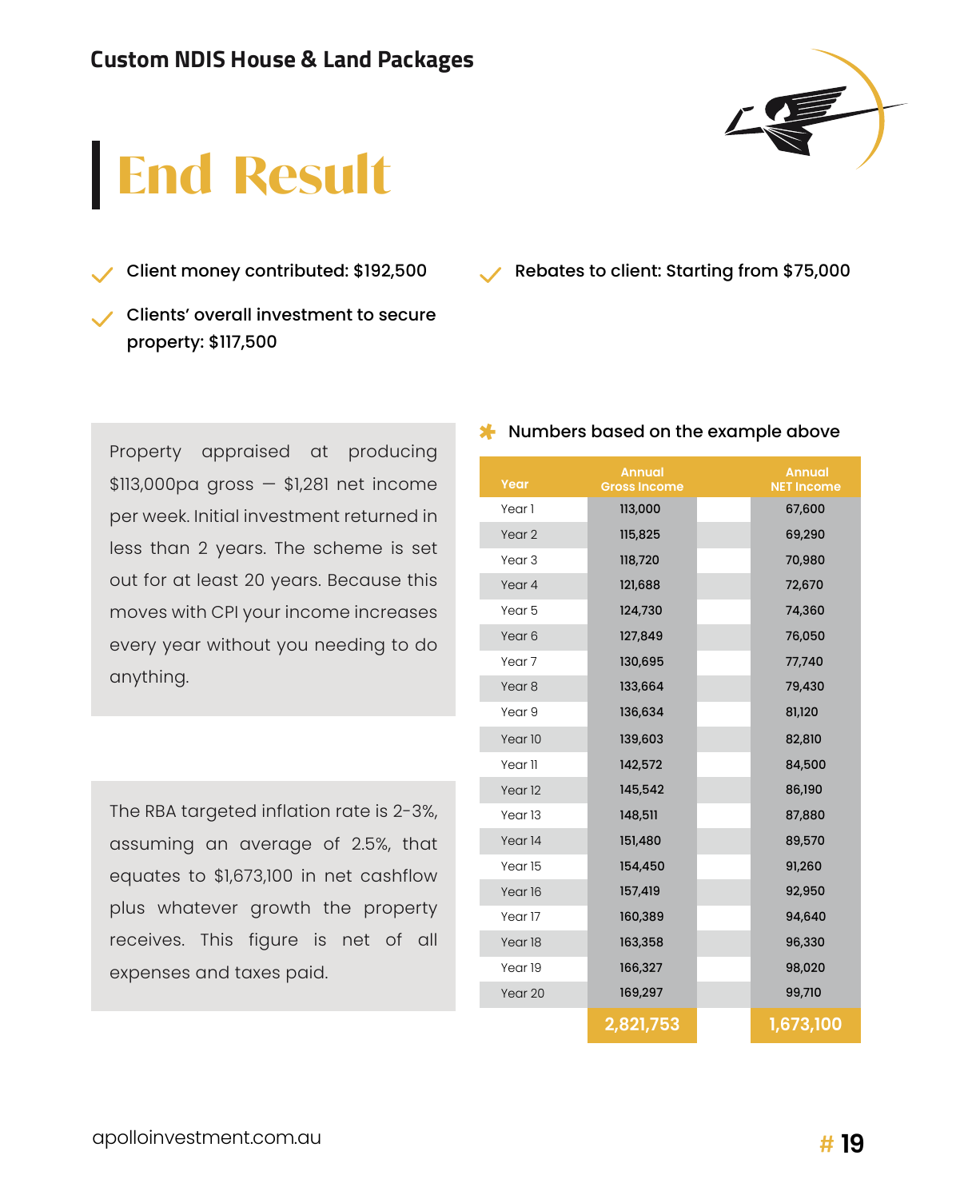Custom NDIS House & Land Packages

# End Result

- Client money contributed: $192,500
- Clients' overall investment to secure property: $117,500
- Rebates to client: Starting from $75,000

Property appraised at producing $113,000pa gross — $1,281 net income per week. Initial investment returned in less than 2 years. The scheme is set out for at least 20 years. Because this moves with CPI your income increases every year without you needing to do anything.

The RBA targeted inflation rate is 2-3%, assuming an average of 2.5%, that equates to $1,673,100 in net cashflow plus whatever growth the property receives. This figure is net of all expenses and taxes paid.

* Numbers based on the example above

| Year | Annual Gross Income | Annual NET Income |
|---|---|---|
| Year 1 | 113,000 | 67,600 |
| Year 2 | 115,825 | 69,290 |
| Year 3 | 118,720 | 70,980 |
| Year 4 | 121,688 | 72,670 |
| Year 5 | 124,730 | 74,360 |
| Year 6 | 127,849 | 76,050 |
| Year 7 | 130,695 | 77,740 |
| Year 8 | 133,664 | 79,430 |
| Year 9 | 136,634 | 81,120 |
| Year 10 | 139,603 | 82,810 |
| Year 11 | 142,572 | 84,500 |
| Year 12 | 145,542 | 86,190 |
| Year 13 | 148,511 | 87,880 |
| Year 14 | 151,480 | 89,570 |
| Year 15 | 154,450 | 91,260 |
| Year 16 | 157,419 | 92,950 |
| Year 17 | 160,389 | 94,640 |
| Year 18 | 163,358 | 96,330 |
| Year 19 | 166,327 | 98,020 |
| Year 20 | 169,297 | 99,710 |
| | 2,821,753 | 1,673,100 |

apolloinvestment.com.au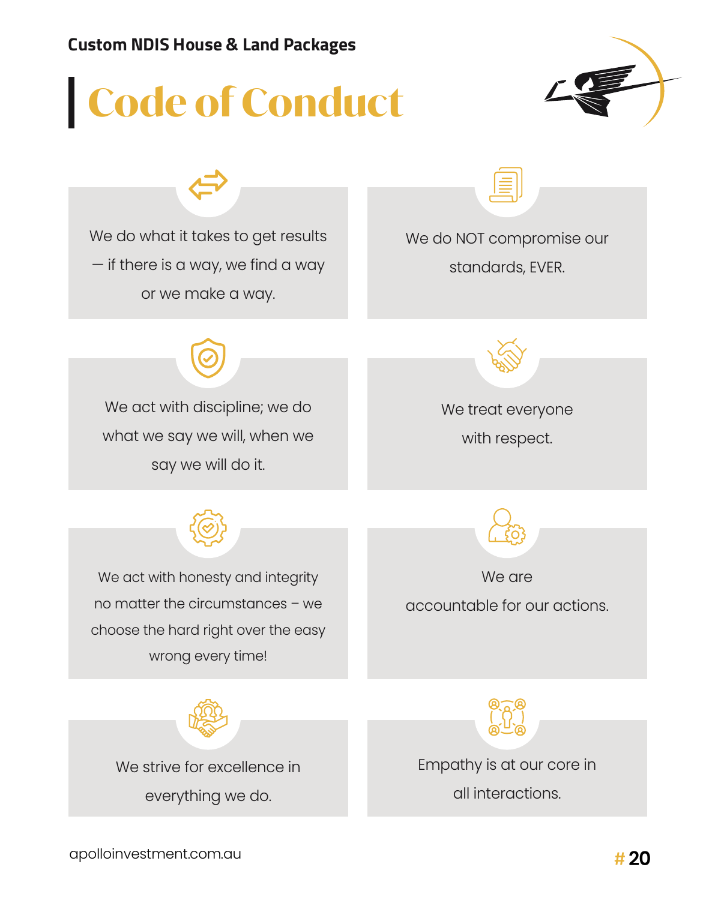# Code of Conduct

- We do what it takes to get results — if there is a way, we find a way or we make a way.
- We do NOT compromise our standards, EVER.
- We act with discipline; we do what we say we will, when we say we will do it.
- We treat everyone with respect.
- We act with honesty and integrity no matter the circumstances – we choose the hard right over the easy wrong every time!
- We are accountable for our actions.
- We strive for excellence in everything we do.
- Empathy is at our core in all interactions.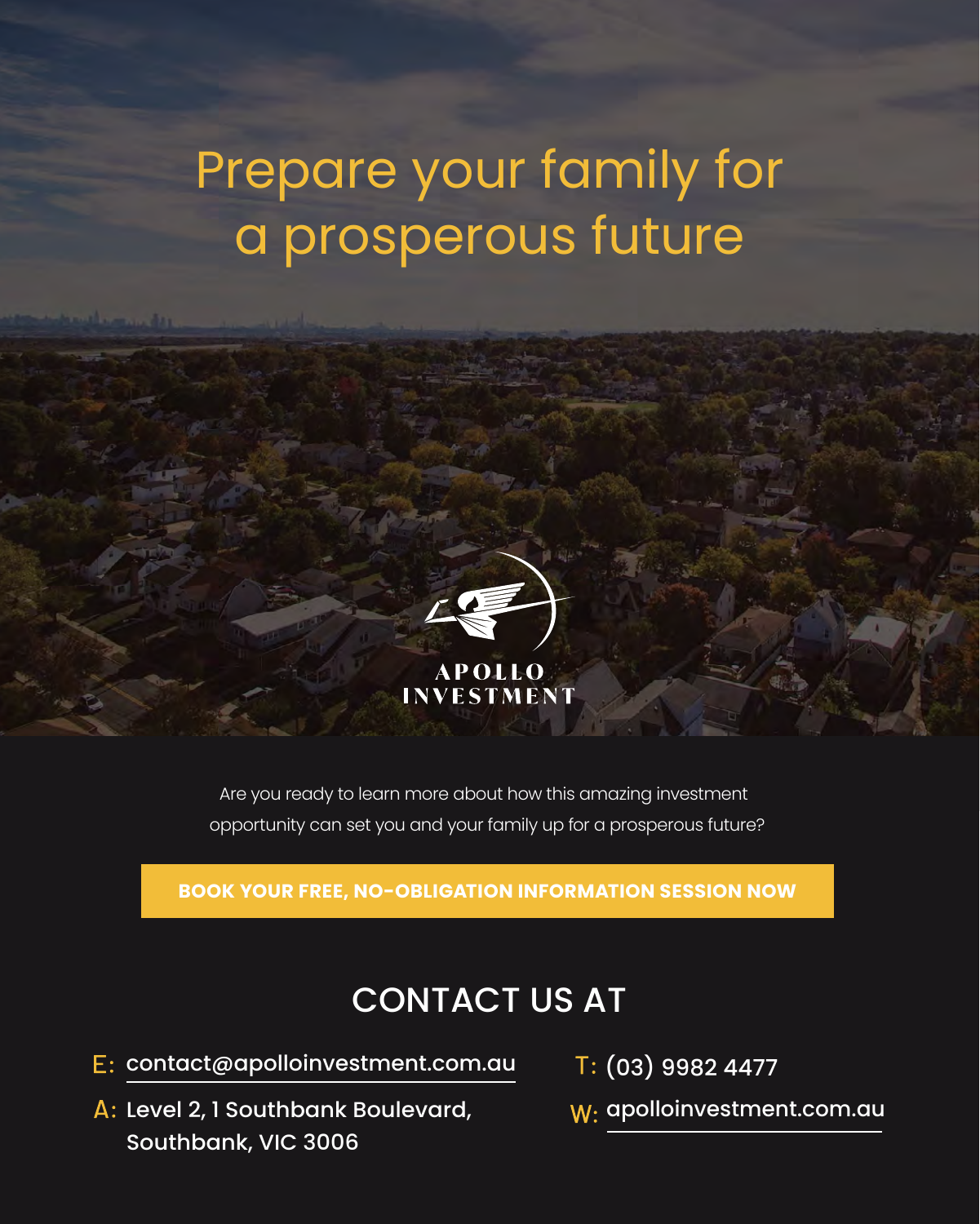# Prepare your family for a prosperous future

APOLLO INVESTMENT

Are you ready to learn more about how this amazing investment opportunity can set you and your family up for a prosperous future?

**BOOK YOUR FREE, NO-OBLIGATION INFORMATION SESSION NOW**

## CONTACT US AT

E: contact@apolloinvestment.com.au

A: Level 2, 1 Southbank Boulevard, Southbank, VIC 3006

T: (03) 9982 4477

W: apolloinvestment.com.au